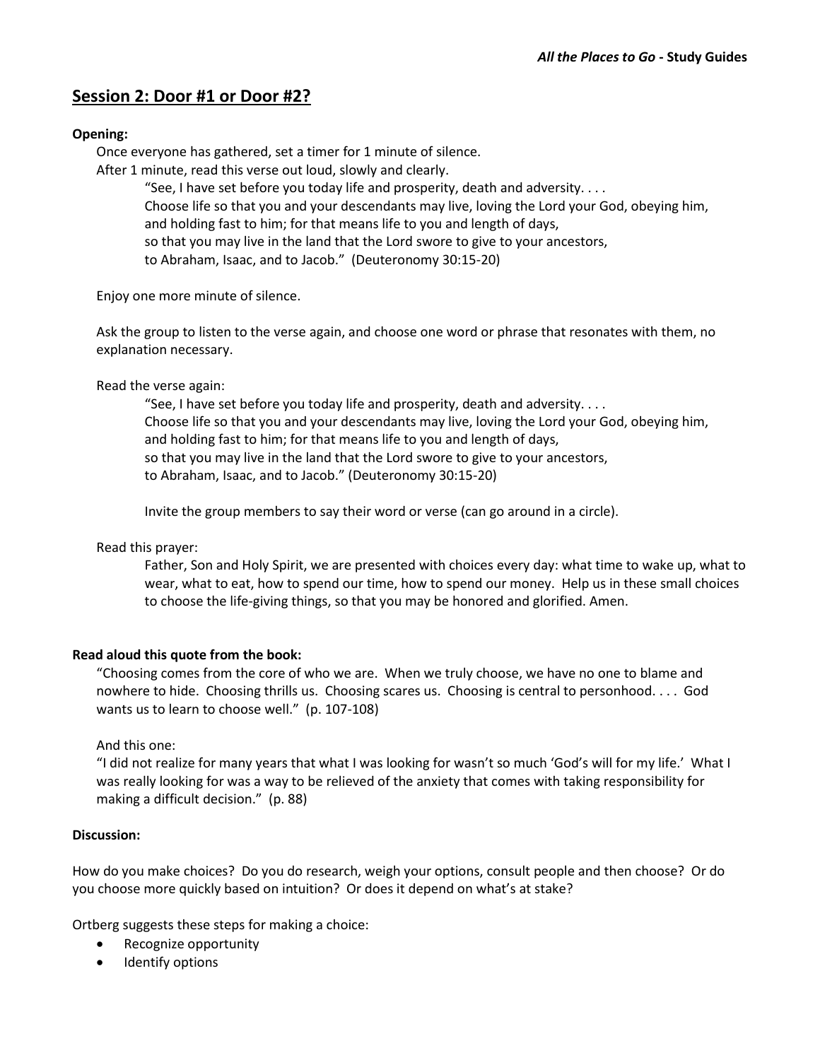## Session 2: Door #1 or Door #2?

**Opening:**

Once everyone has gathered, set a timer for 1 minute of silence.
After 1 minute, read this verse out loud, slowly and clearly.

> "See, I have set before you today life and prosperity, death and adversity. . . .
> Choose life so that you and your descendants may live, loving the Lord your God, obeying him,
> and holding fast to him; for that means life to you and length of days,
> so that you may live in the land that the Lord swore to give to your ancestors,
> to Abraham, Isaac, and to Jacob." (Deuteronomy 30:15-20)

Enjoy one more minute of silence.

Ask the group to listen to the verse again, and choose one word or phrase that resonates with them, no explanation necessary.

Read the verse again:

> "See, I have set before you today life and prosperity, death and adversity. . . .
> Choose life so that you and your descendants may live, loving the Lord your God, obeying him,
> and holding fast to him; for that means life to you and length of days,
> so that you may live in the land that the Lord swore to give to your ancestors,
> to Abraham, Isaac, and to Jacob." (Deuteronomy 30:15-20)
>
> Invite the group members to say their word or verse (can go around in a circle).

Read this prayer:

> Father, Son and Holy Spirit, we are presented with choices every day: what time to wake up, what to wear, what to eat, how to spend our time, how to spend our money. Help us in these small choices to choose the life-giving things, so that you may be honored and glorified. Amen.

**Read aloud this quote from the book:**

"Choosing comes from the core of who we are. When we truly choose, we have no one to blame and nowhere to hide. Choosing thrills us. Choosing scares us. Choosing is central to personhood. . . . God wants us to learn to choose well." (p. 107-108)

And this one:

"I did not realize for many years that what I was looking for wasn't so much 'God's will for my life.' What I was really looking for was a way to be relieved of the anxiety that comes with taking responsibility for making a difficult decision." (p. 88)

**Discussion:**

How do you make choices? Do you do research, weigh your options, consult people and then choose? Or do you choose more quickly based on intuition? Or does it depend on what's at stake?

Ortberg suggests these steps for making a choice:

- Recognize opportunity
- Identify options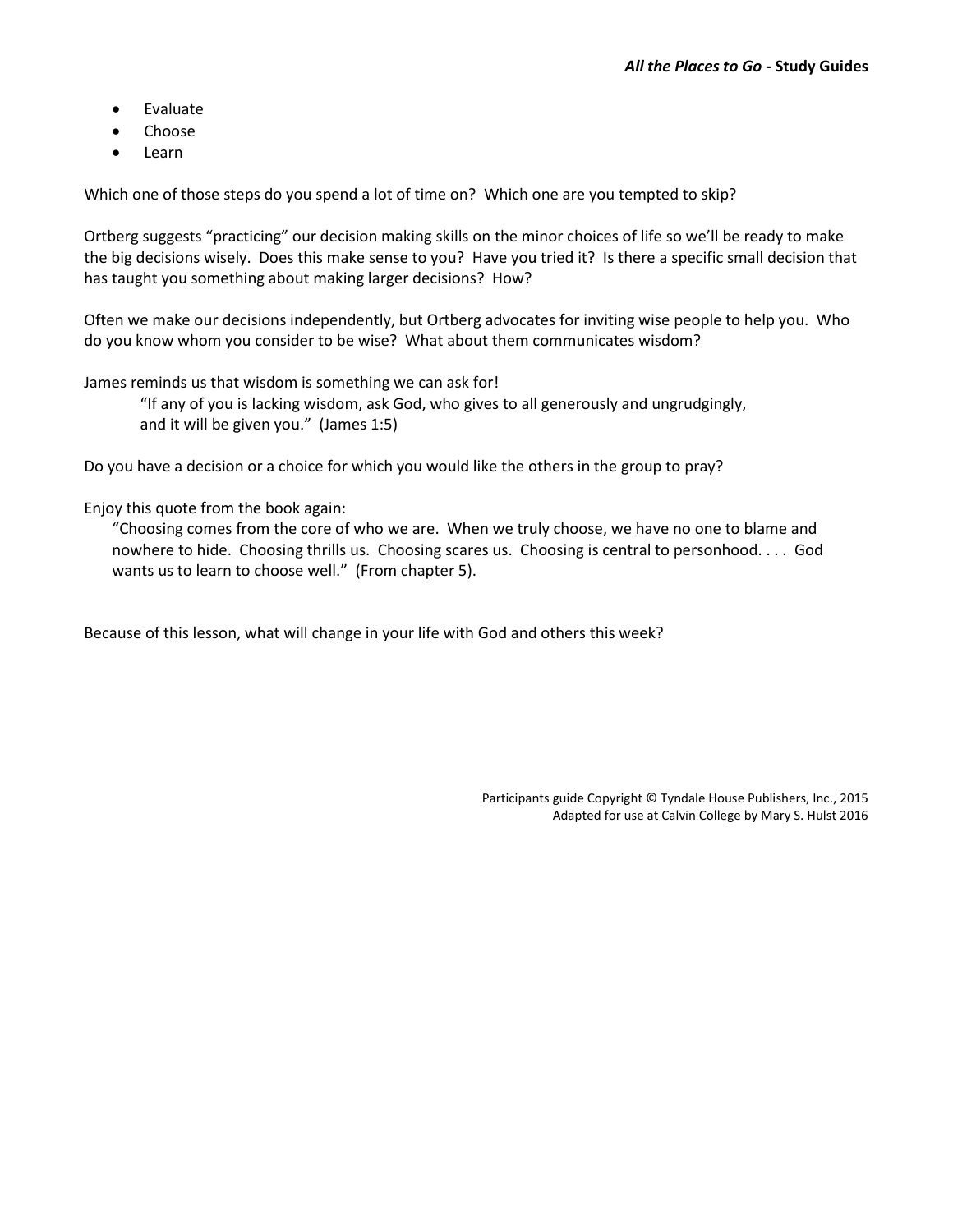- Evaluate
- Choose
- Learn

Which one of those steps do you spend a lot of time on? Which one are you tempted to skip?

Ortberg suggests "practicing" our decision making skills on the minor choices of life so we'll be ready to make the big decisions wisely. Does this make sense to you? Have you tried it? Is there a specific small decision that has taught you something about making larger decisions? How?

Often we make our decisions independently, but Ortberg advocates for inviting wise people to help you. Who do you know whom you consider to be wise? What about them communicates wisdom?

James reminds us that wisdom is something we can ask for!

> "If any of you is lacking wisdom, ask God, who gives to all generously and ungrudgingly, and it will be given you." (James 1:5)

Do you have a decision or a choice for which you would like the others in the group to pray?

Enjoy this quote from the book again:

> "Choosing comes from the core of who we are. When we truly choose, we have no one to blame and nowhere to hide. Choosing thrills us. Choosing scares us. Choosing is central to personhood. . . . God wants us to learn to choose well." (From chapter 5).

Because of this lesson, what will change in your life with God and others this week?

Participants guide Copyright © Tyndale House Publishers, Inc., 2015
Adapted for use at Calvin College by Mary S. Hulst 2016